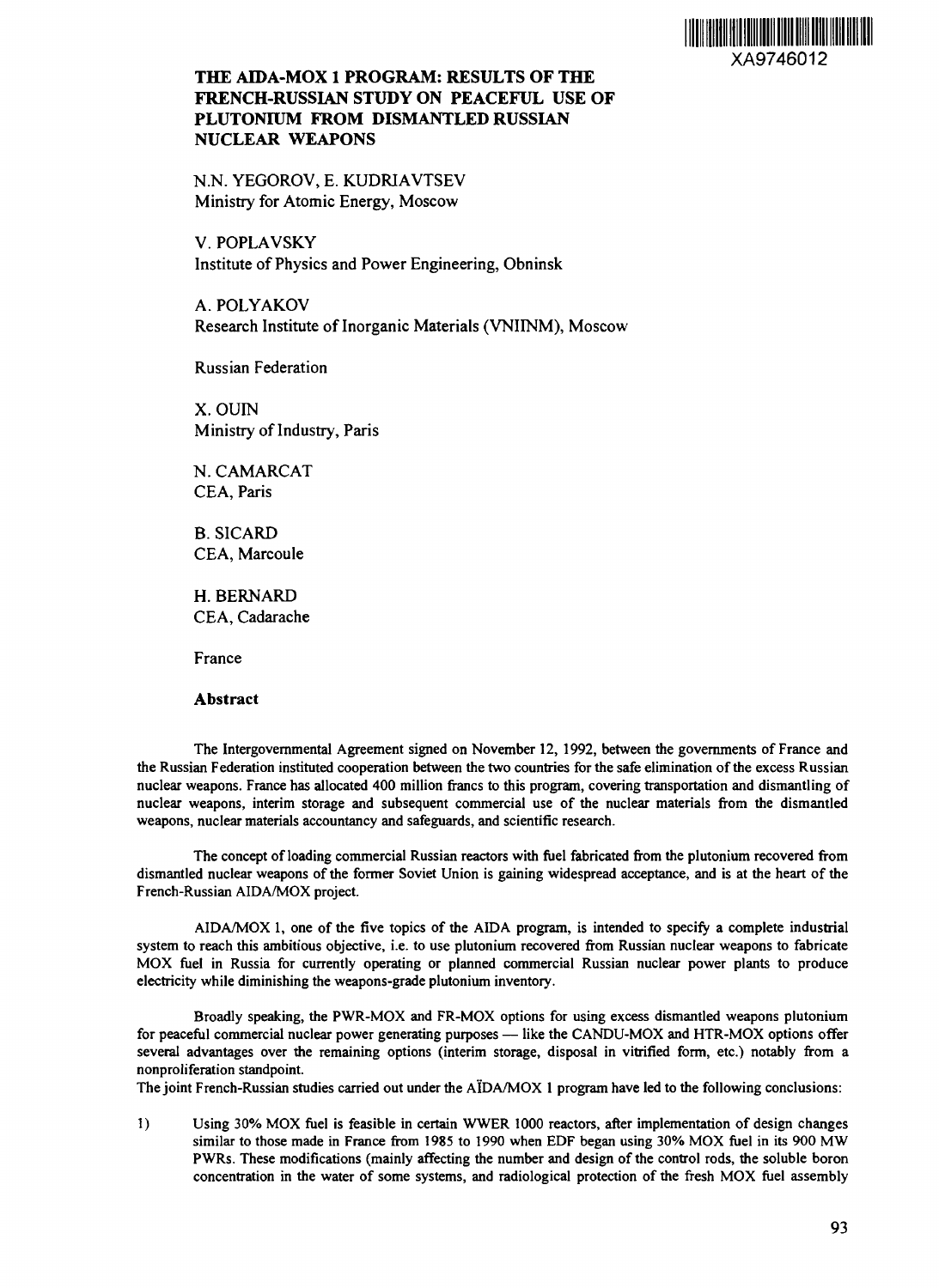XA9746012

# THE AIDA-MOX 1 PROGRAM: RESULTS OF THE FRENCH-RUSSIAN STUDY ON PEACEFUL USE OF PLUTONIUM FROM DISMANTLED RUSSIAN NUCLEAR WEAPONS

N.N. YEGOROV, E. KUDRIAVTSEV
Ministry for Atomic Energy, Moscow

V. POPLAVSKY
Institute of Physics and Power Engineering, Obninsk

A. POLYAKOV
Research Institute of Inorganic Materials (VNIINM), Moscow

Russian Federation

X. OUIN
Ministry of Industry, Paris

N. CAMARCAT
CEA, Paris

B. SICARD
CEA, Marcoule

H. BERNARD
CEA, Cadarache

France

## Abstract

The Intergovernmental Agreement signed on November 12, 1992, between the governments of France and the Russian Federation instituted cooperation between the two countries for the safe elimination of the excess Russian nuclear weapons. France has allocated 400 million francs to this program, covering transportation and dismantling of nuclear weapons, interim storage and subsequent commercial use of the nuclear materials from the dismantled weapons, nuclear materials accountancy and safeguards, and scientific research.

The concept of loading commercial Russian reactors with fuel fabricated from the plutonium recovered from dismantled nuclear weapons of the former Soviet Union is gaining widespread acceptance, and is at the heart of the French-Russian AIDA/MOX project.

AIDA/MOX 1, one of the five topics of the AIDA program, is intended to specify a complete industrial system to reach this ambitious objective, i.e. to use plutonium recovered from Russian nuclear weapons to fabricate MOX fuel in Russia for currently operating or planned commercial Russian nuclear power plants to produce electricity while diminishing the weapons-grade plutonium inventory.

Broadly speaking, the PWR-MOX and FR-MOX options for using excess dismantled weapons plutonium for peaceful commercial nuclear power generating purposes — like the CANDU-MOX and HTR-MOX options offer several advantages over the remaining options (interim storage, disposal in vitrified form, etc.) notably from a nonproliferation standpoint.
The joint French-Russian studies carried out under the AÏDA/MOX 1 program have led to the following conclusions:

1) Using 30% MOX fuel is feasible in certain WWER 1000 reactors, after implementation of design changes similar to those made in France from 1985 to 1990 when EDF began using 30% MOX fuel in its 900 MW PWRs. These modifications (mainly affecting the number and design of the control rods, the soluble boron concentration in the water of some systems, and radiological protection of the fresh MOX fuel assembly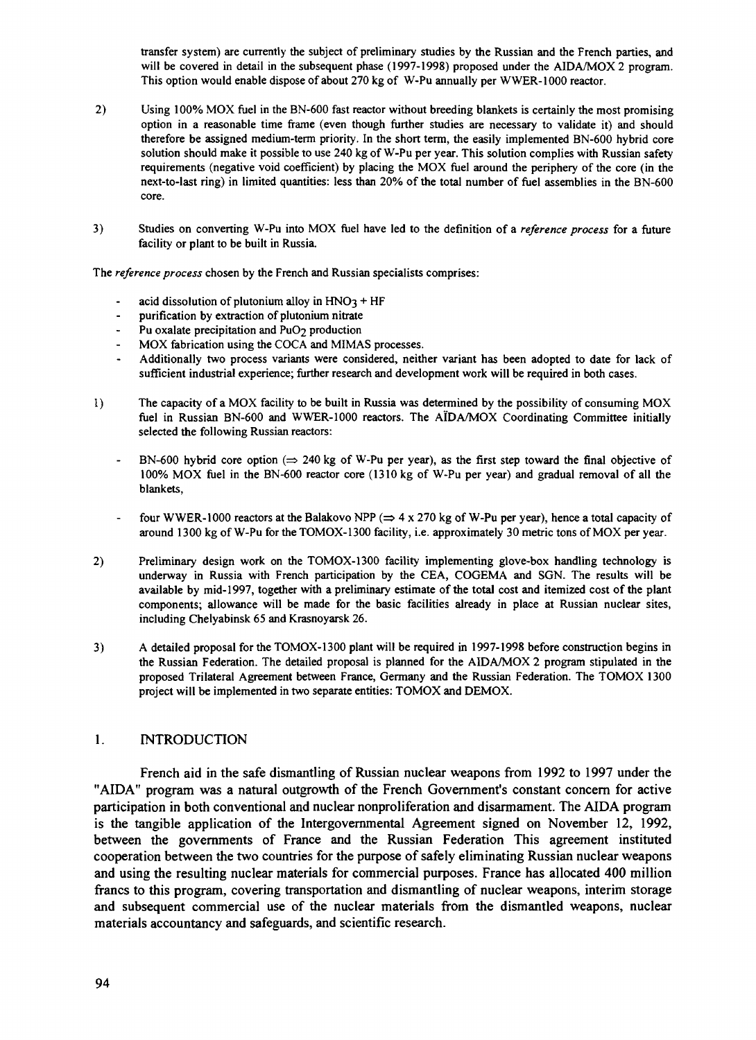transfer system) are currently the subject of preliminary studies by the Russian and the French parties, and will be covered in detail in the subsequent phase (1997-1998) proposed under the AIDA/MOX 2 program. This option would enable dispose of about 270 kg of W-Pu annually per WWER-1000 reactor.

2) Using 100% MOX fuel in the BN-600 fast reactor without breeding blankets is certainly the most promising option in a reasonable time frame (even though further studies are necessary to validate it) and should therefore be assigned medium-term priority. In the short term, the easily implemented BN-600 hybrid core solution should make it possible to use 240 kg of W-Pu per year. This solution complies with Russian safety requirements (negative void coefficient) by placing the MOX fuel around the periphery of the core (in the next-to-last ring) in limited quantities: less than 20% of the total number of fuel assemblies in the BN-600 core.

3) Studies on converting W-Pu into MOX fuel have led to the definition of a *reference process* for a future facility or plant to be built in Russia.

The *reference process* chosen by the French and Russian specialists comprises:

- acid dissolution of plutonium alloy in $HNO_3$ + HF
- purification by extraction of plutonium nitrate
- Pu oxalate precipitation and $PuO_2$ production
- MOX fabrication using the COCA and MIMAS processes.
- Additionally two process variants were considered, neither variant has been adopted to date for lack of sufficient industrial experience; further research and development work will be required in both cases.

1) The capacity of a MOX facility to be built in Russia was determined by the possibility of consuming MOX fuel in Russian BN-600 and WWER-1000 reactors. The AÏDA/MOX Coordinating Committee initially selected the following Russian reactors:

   - BN-600 hybrid core option ($\Rightarrow$ 240 kg of W-Pu per year), as the first step toward the final objective of 100% MOX fuel in the BN-600 reactor core (1310 kg of W-Pu per year) and gradual removal of all the blankets,

   - four WWER-1000 reactors at the Balakovo NPP ($\Rightarrow$ 4 x 270 kg of W-Pu per year), hence a total capacity of around 1300 kg of W-Pu for the TOMOX-1300 facility, i.e. approximately 30 metric tons of MOX per year.

2) Preliminary design work on the TOMOX-1300 facility implementing glove-box handling technology is underway in Russia with French participation by the CEA, COGEMA and SGN. The results will be available by mid-1997, together with a preliminary estimate of the total cost and itemized cost of the plant components; allowance will be made for the basic facilities already in place at Russian nuclear sites, including Chelyabinsk 65 and Krasnoyarsk 26.

3) A detailed proposal for the TOMOX-1300 plant will be required in 1997-1998 before construction begins in the Russian Federation. The detailed proposal is planned for the AIDA/MOX 2 program stipulated in the proposed Trilateral Agreement between France, Germany and the Russian Federation. The TOMOX 1300 project will be implemented in two separate entities: TOMOX and DEMOX.

## 1. INTRODUCTION

French aid in the safe dismantling of Russian nuclear weapons from 1992 to 1997 under the "AIDA" program was a natural outgrowth of the French Government's constant concern for active participation in both conventional and nuclear nonproliferation and disarmament. The AIDA program is the tangible application of the Intergovernmental Agreement signed on November 12, 1992, between the governments of France and the Russian Federation This agreement instituted cooperation between the two countries for the purpose of safely eliminating Russian nuclear weapons and using the resulting nuclear materials for commercial purposes. France has allocated 400 million francs to this program, covering transportation and dismantling of nuclear weapons, interim storage and subsequent commercial use of the nuclear materials from the dismantled weapons, nuclear materials accountancy and safeguards, and scientific research.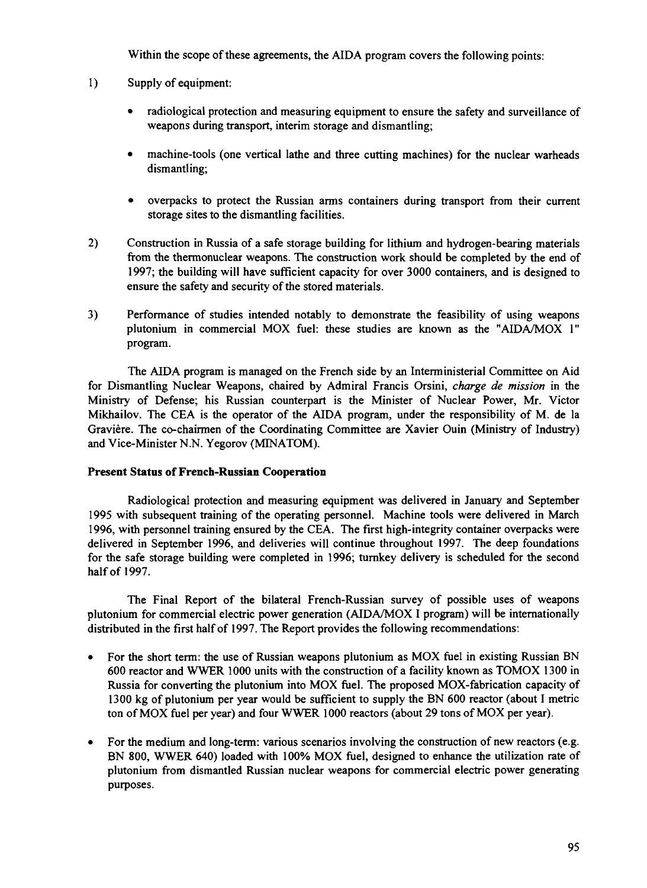Within the scope of these agreements, the AIDA program covers the following points:

1) Supply of equipment:

   - radiological protection and measuring equipment to ensure the safety and surveillance of weapons during transport, interim storage and dismantling;

   - machine-tools (one vertical lathe and three cutting machines) for the nuclear warheads dismantling;

   - overpacks to protect the Russian arms containers during transport from their current storage sites to the dismantling facilities.

2) Construction in Russia of a safe storage building for lithium and hydrogen-bearing materials from the thermonuclear weapons. The construction work should be completed by the end of 1997; the building will have sufficient capacity for over 3000 containers, and is designed to ensure the safety and security of the stored materials.

3) Performance of studies intended notably to demonstrate the feasibility of using weapons plutonium in commercial MOX fuel: these studies are known as the "AIDA/MOX 1" program.

The AIDA program is managed on the French side by an Interministerial Committee on Aid for Dismantling Nuclear Weapons, chaired by Admiral Francis Orsini, *charge de mission* in the Ministry of Defense; his Russian counterpart is the Minister of Nuclear Power, Mr. Victor Mikhailov. The CEA is the operator of the AIDA program, under the responsibility of M. de la Gravière. The co-chairmen of the Coordinating Committee are Xavier Ouin (Ministry of Industry) and Vice-Minister N.N. Yegorov (MINATOM).

**Present Status of French-Russian Cooperation**

Radiological protection and measuring equipment was delivered in January and September 1995 with subsequent training of the operating personnel. Machine tools were delivered in March 1996, with personnel training ensured by the CEA. The first high-integrity container overpacks were delivered in September 1996, and deliveries will continue throughout 1997. The deep foundations for the safe storage building were completed in 1996; turnkey delivery is scheduled for the second half of 1997.

The Final Report of the bilateral French-Russian survey of possible uses of weapons plutonium for commercial electric power generation (AIDA/MOX I program) will be internationally distributed in the first half of 1997. The Report provides the following recommendations:

- For the short term: the use of Russian weapons plutonium as MOX fuel in existing Russian BN 600 reactor and WWER 1000 units with the construction of a facility known as TOMOX 1300 in Russia for converting the plutonium into MOX fuel. The proposed MOX-fabrication capacity of 1300 kg of plutonium per year would be sufficient to supply the BN 600 reactor (about I metric ton of MOX fuel per year) and four WWER 1000 reactors (about 29 tons of MOX per year).

- For the medium and long-term: various scenarios involving the construction of new reactors (e.g. BN 800, WWER 640) loaded with 100% MOX fuel, designed to enhance the utilization rate of plutonium from dismantled Russian nuclear weapons for commercial electric power generating purposes.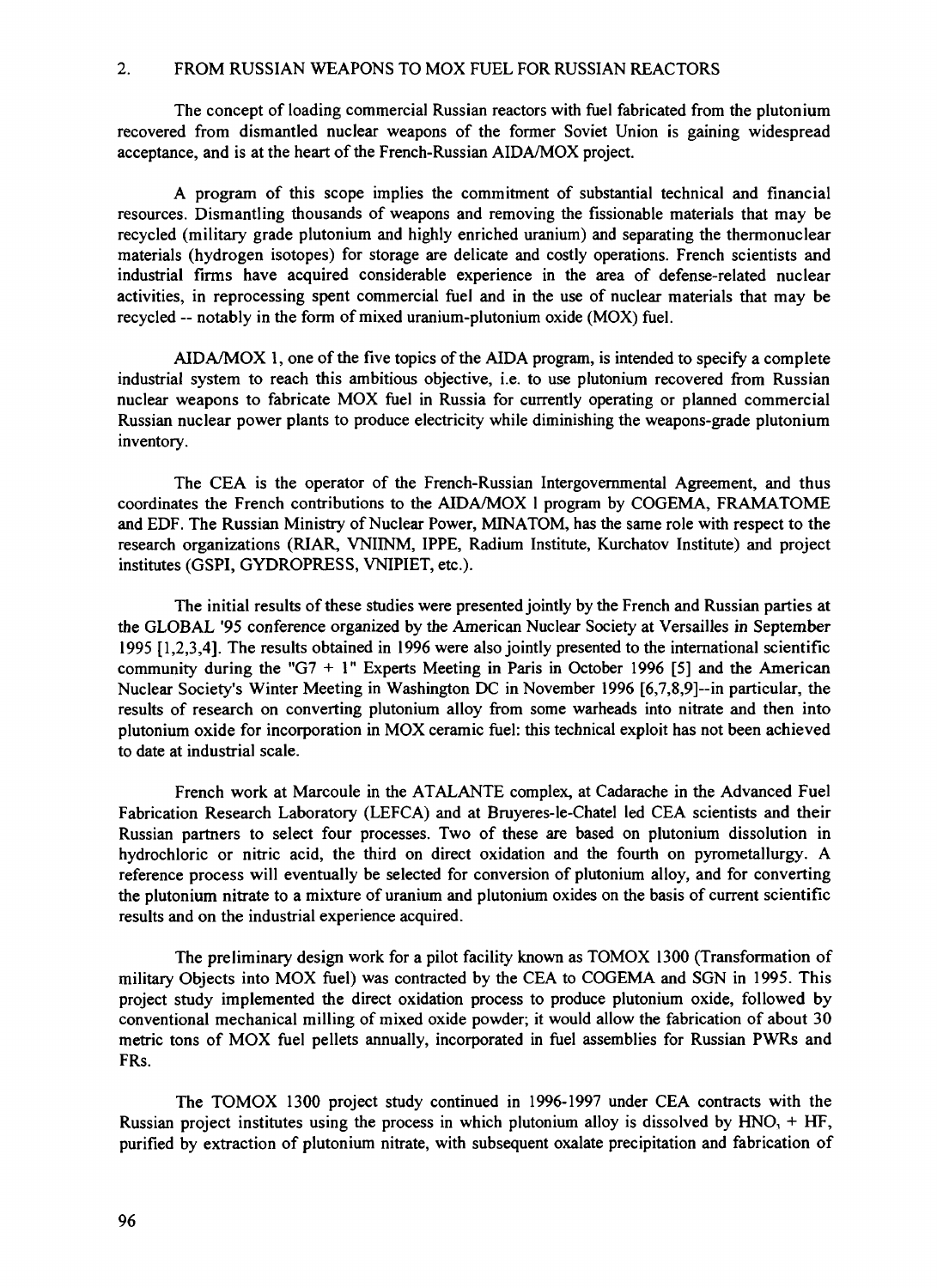## 2. FROM RUSSIAN WEAPONS TO MOX FUEL FOR RUSSIAN REACTORS

The concept of loading commercial Russian reactors with fuel fabricated from the plutonium recovered from dismantled nuclear weapons of the former Soviet Union is gaining widespread acceptance, and is at the heart of the French-Russian AIDA/MOX project.

A program of this scope implies the commitment of substantial technical and financial resources. Dismantling thousands of weapons and removing the fissionable materials that may be recycled (military grade plutonium and highly enriched uranium) and separating the thermonuclear materials (hydrogen isotopes) for storage are delicate and costly operations. French scientists and industrial firms have acquired considerable experience in the area of defense-related nuclear activities, in reprocessing spent commercial fuel and in the use of nuclear materials that may be recycled -- notably in the form of mixed uranium-plutonium oxide (MOX) fuel.

AIDA/MOX 1, one of the five topics of the AIDA program, is intended to specify a complete industrial system to reach this ambitious objective, i.e. to use plutonium recovered from Russian nuclear weapons to fabricate MOX fuel in Russia for currently operating or planned commercial Russian nuclear power plants to produce electricity while diminishing the weapons-grade plutonium inventory.

The CEA is the operator of the French-Russian Intergovernmental Agreement, and thus coordinates the French contributions to the AIDA/MOX 1 program by COGEMA, FRAMATOME and EDF. The Russian Ministry of Nuclear Power, MINATOM, has the same role with respect to the research organizations (RIAR, VNIINM, IPPE, Radium Institute, Kurchatov Institute) and project institutes (GSPI, GYDROPRESS, VNIPIET, etc.).

The initial results of these studies were presented jointly by the French and Russian parties at the GLOBAL '95 conference organized by the American Nuclear Society at Versailles in September 1995 [1,2,3,4]. The results obtained in 1996 were also jointly presented to the international scientific community during the "G7 + 1" Experts Meeting in Paris in October 1996 [5] and the American Nuclear Society's Winter Meeting in Washington DC in November 1996 [6,7,8,9]--in particular, the results of research on converting plutonium alloy from some warheads into nitrate and then into plutonium oxide for incorporation in MOX ceramic fuel: this technical exploit has not been achieved to date at industrial scale.

French work at Marcoule in the ATALANTE complex, at Cadarache in the Advanced Fuel Fabrication Research Laboratory (LEFCA) and at Bruyeres-le-Chatel led CEA scientists and their Russian partners to select four processes. Two of these are based on plutonium dissolution in hydrochloric or nitric acid, the third on direct oxidation and the fourth on pyrometallurgy. A reference process will eventually be selected for conversion of plutonium alloy, and for converting the plutonium nitrate to a mixture of uranium and plutonium oxides on the basis of current scientific results and on the industrial experience acquired.

The preliminary design work for a pilot facility known as TOMOX 1300 (Transformation of military Objects into MOX fuel) was contracted by the CEA to COGEMA and SGN in 1995. This project study implemented the direct oxidation process to produce plutonium oxide, followed by conventional mechanical milling of mixed oxide powder; it would allow the fabrication of about 30 metric tons of MOX fuel pellets annually, incorporated in fuel assemblies for Russian PWRs and FRs.

The TOMOX 1300 project study continued in 1996-1997 under CEA contracts with the Russian project institutes using the process in which plutonium alloy is dissolved by $HNO_3$ + HF, purified by extraction of plutonium nitrate, with subsequent oxalate precipitation and fabrication of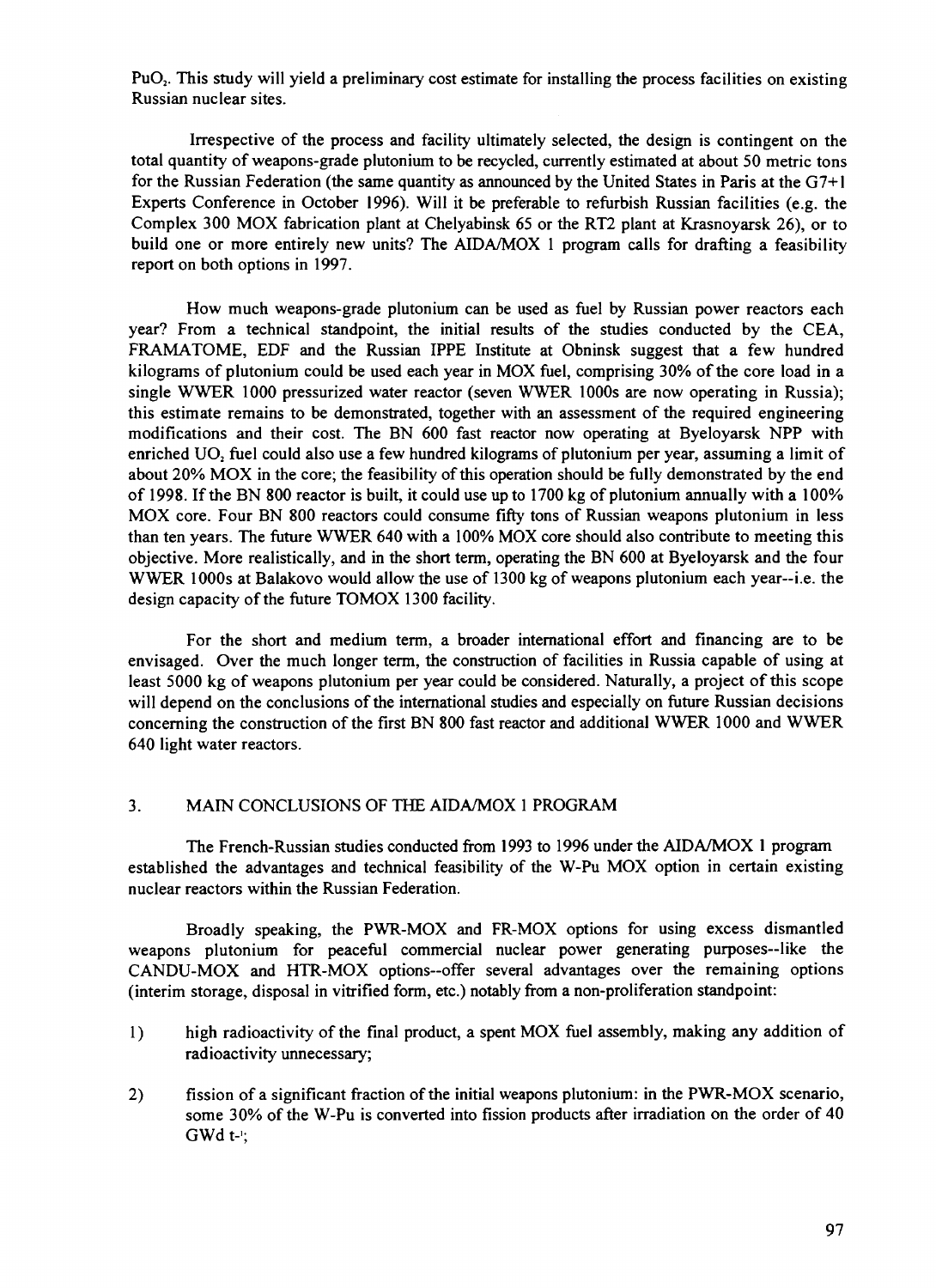$PuO_2$. This study will yield a preliminary cost estimate for installing the process facilities on existing Russian nuclear sites.

Irrespective of the process and facility ultimately selected, the design is contingent on the total quantity of weapons-grade plutonium to be recycled, currently estimated at about 50 metric tons for the Russian Federation (the same quantity as announced by the United States in Paris at the G7+1 Experts Conference in October 1996). Will it be preferable to refurbish Russian facilities (e.g. the Complex 300 MOX fabrication plant at Chelyabinsk 65 or the RT2 plant at Krasnoyarsk 26), or to build one or more entirely new units? The AIDA/MOX 1 program calls for drafting a feasibility report on both options in 1997.

How much weapons-grade plutonium can be used as fuel by Russian power reactors each year? From a technical standpoint, the initial results of the studies conducted by the CEA, FRAMATOME, EDF and the Russian IPPE Institute at Obninsk suggest that a few hundred kilograms of plutonium could be used each year in MOX fuel, comprising 30% of the core load in a single WWER 1000 pressurized water reactor (seven WWER 1000s are now operating in Russia); this estimate remains to be demonstrated, together with an assessment of the required engineering modifications and their cost. The BN 600 fast reactor now operating at Byeloyarsk NPP with enriched $UO_2$ fuel could also use a few hundred kilograms of plutonium per year, assuming a limit of about 20% MOX in the core; the feasibility of this operation should be fully demonstrated by the end of 1998. If the BN 800 reactor is built, it could use up to 1700 kg of plutonium annually with a 100% MOX core. Four BN 800 reactors could consume fifty tons of Russian weapons plutonium in less than ten years. The future WWER 640 with a 100% MOX core should also contribute to meeting this objective. More realistically, and in the short term, operating the BN 600 at Byeloyarsk and the four WWER 1000s at Balakovo would allow the use of 1300 kg of weapons plutonium each year--i.e. the design capacity of the future TOMOX 1300 facility.

For the short and medium term, a broader international effort and financing are to be envisaged. Over the much longer term, the construction of facilities in Russia capable of using at least 5000 kg of weapons plutonium per year could be considered. Naturally, a project of this scope will depend on the conclusions of the international studies and especially on future Russian decisions concerning the construction of the first BN 800 fast reactor and additional WWER 1000 and WWER 640 light water reactors.

## 3. MAIN CONCLUSIONS OF THE AIDA/MOX 1 PROGRAM

The French-Russian studies conducted from 1993 to 1996 under the AIDA/MOX 1 program established the advantages and technical feasibility of the W-Pu MOX option in certain existing nuclear reactors within the Russian Federation.

Broadly speaking, the PWR-MOX and FR-MOX options for using excess dismantled weapons plutonium for peaceful commercial nuclear power generating purposes--like the CANDU-MOX and HTR-MOX options--offer several advantages over the remaining options (interim storage, disposal in vitrified form, etc.) notably from a non-proliferation standpoint:

1) high radioactivity of the final product, a spent MOX fuel assembly, making any addition of radioactivity unnecessary;

2) fission of a significant fraction of the initial weapons plutonium: in the PWR-MOX scenario, some 30% of the W-Pu is converted into fission products after irradiation on the order of 40 $GWd\ t^{-1}$;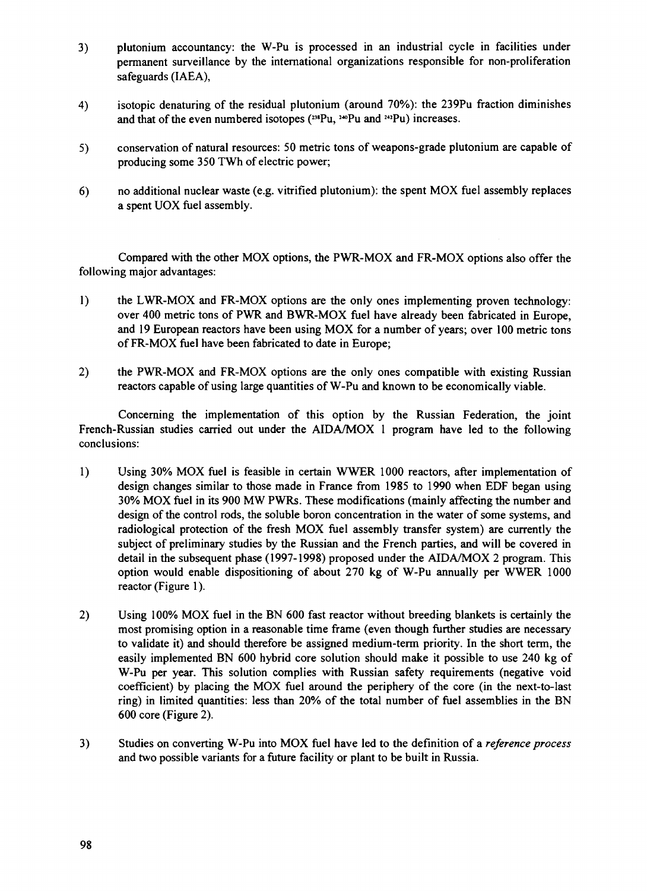3) plutonium accountancy: the W-Pu is processed in an industrial cycle in facilities under permanent surveillance by the international organizations responsible for non-proliferation safeguards (IAEA),

4) isotopic denaturing of the residual plutonium (around 70%): the 239Pu fraction diminishes and that of the even numbered isotopes ($^{238}$Pu, $^{240}$Pu and $^{242}$Pu) increases.

5) conservation of natural resources: 50 metric tons of weapons-grade plutonium are capable of producing some 350 TWh of electric power;

6) no additional nuclear waste (e.g. vitrified plutonium): the spent MOX fuel assembly replaces a spent UOX fuel assembly.

Compared with the other MOX options, the PWR-MOX and FR-MOX options also offer the following major advantages:

1) the LWR-MOX and FR-MOX options are the only ones implementing proven technology: over 400 metric tons of PWR and BWR-MOX fuel have already been fabricated in Europe, and 19 European reactors have been using MOX for a number of years; over 100 metric tons of FR-MOX fuel have been fabricated to date in Europe;

2) the PWR-MOX and FR-MOX options are the only ones compatible with existing Russian reactors capable of using large quantities of W-Pu and known to be economically viable.

Concerning the implementation of this option by the Russian Federation, the joint French-Russian studies carried out under the AIDA/MOX 1 program have led to the following conclusions:

1) Using 30% MOX fuel is feasible in certain WWER 1000 reactors, after implementation of design changes similar to those made in France from 1985 to 1990 when EDF began using 30% MOX fuel in its 900 MW PWRs. These modifications (mainly affecting the number and design of the control rods, the soluble boron concentration in the water of some systems, and radiological protection of the fresh MOX fuel assembly transfer system) are currently the subject of preliminary studies by the Russian and the French parties, and will be covered in detail in the subsequent phase (1997-1998) proposed under the AIDA/MOX 2 program. This option would enable dispositioning of about 270 kg of W-Pu annually per WWER 1000 reactor (Figure 1).

2) Using 100% MOX fuel in the BN 600 fast reactor without breeding blankets is certainly the most promising option in a reasonable time frame (even though further studies are necessary to validate it) and should therefore be assigned medium-term priority. In the short term, the easily implemented BN 600 hybrid core solution should make it possible to use 240 kg of W-Pu per year. This solution complies with Russian safety requirements (negative void coefficient) by placing the MOX fuel around the periphery of the core (in the next-to-last ring) in limited quantities: less than 20% of the total number of fuel assemblies in the BN 600 core (Figure 2).

3) Studies on converting W-Pu into MOX fuel have led to the definition of a *reference process* and two possible variants for a future facility or plant to be built in Russia.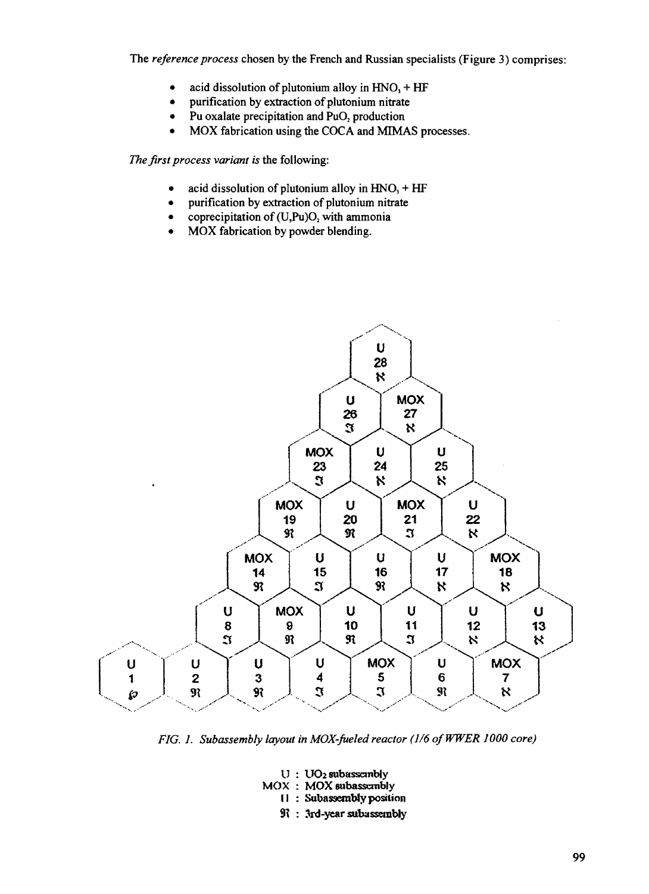The *reference process* chosen by the French and Russian specialists (Figure 3) comprises:

- acid dissolution of plutonium alloy in $HNO_3$ + HF
- purification by extraction of plutonium nitrate
- Pu oxalate precipitation and $PuO_2$ production
- MOX fabrication using the COCA and MIMAS processes.

*The first process variant is* the following:

- acid dissolution of plutonium alloy in $HNO_3$ + HF
- purification by extraction of plutonium nitrate
- coprecipitation of $(U,Pu)O_2$ with ammonia
- MOX fabrication by powder blending.

*FIG. 1. Subassembly layout in MOX-fueled reactor (1/6 of WWER 1000 core)*

U : $UO_2$ subassembly
MOX : MOX subassembly
11 : Subassembly position
ℜ : 3rd-year subassembly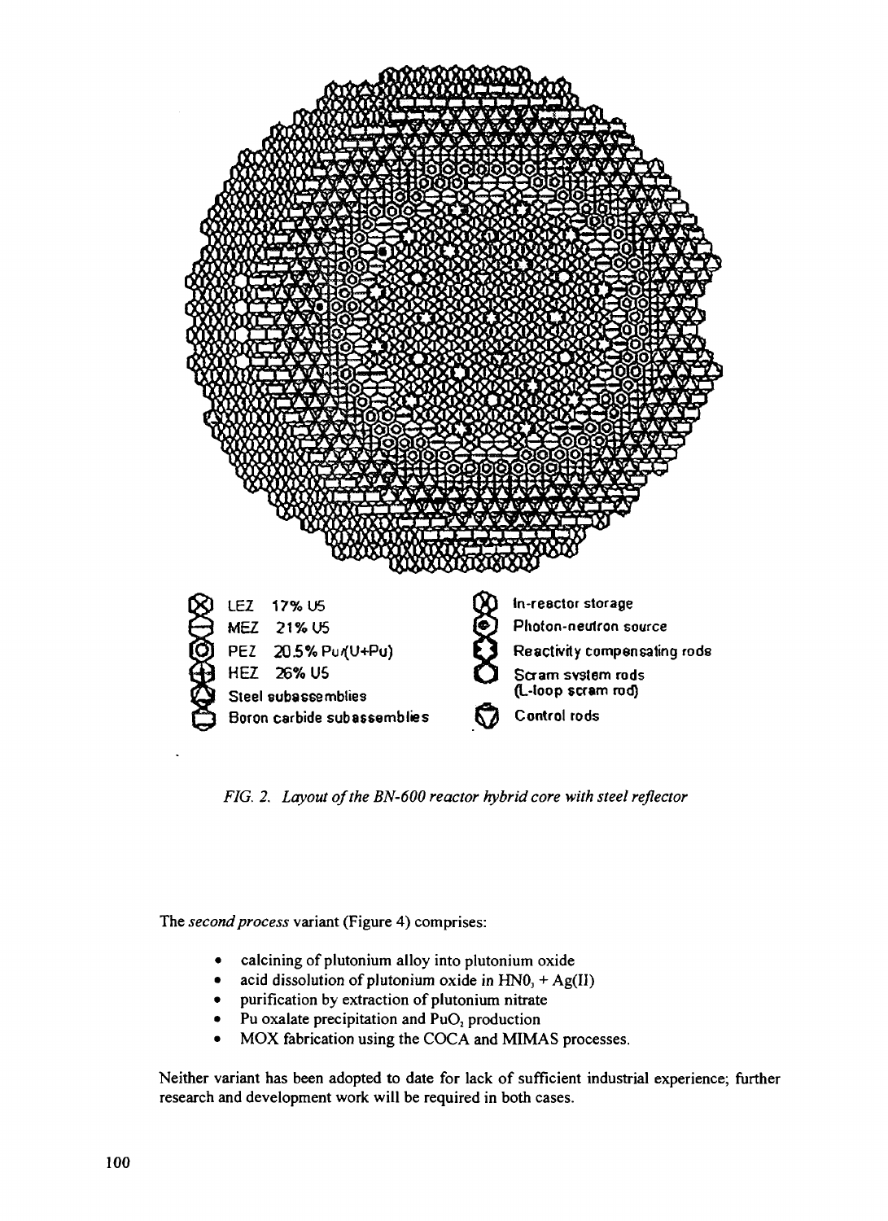LEZ 17% U5
MEZ 21% U5
PEZ 20.5% Pu/(U+Pu)
HEZ 26% U5
Steel subassemblies
Boron carbide subassemblies
In-reactor storage
Photon-neutron source
Reactivity compensating rods
Scram system rods (L-loop scram rod)
Control rods

*FIG. 2. Layout of the BN-600 reactor hybrid core with steel reflector*

The *second process* variant (Figure 4) comprises:

- calcining of plutonium alloy into plutonium oxide
- acid dissolution of plutonium oxide in $HNO_3$ + Ag(II)
- purification by extraction of plutonium nitrate
- Pu oxalate precipitation and $PuO_2$ production
- MOX fabrication using the COCA and MIMAS processes.

Neither variant has been adopted to date for lack of sufficient industrial experience; further research and development work will be required in both cases.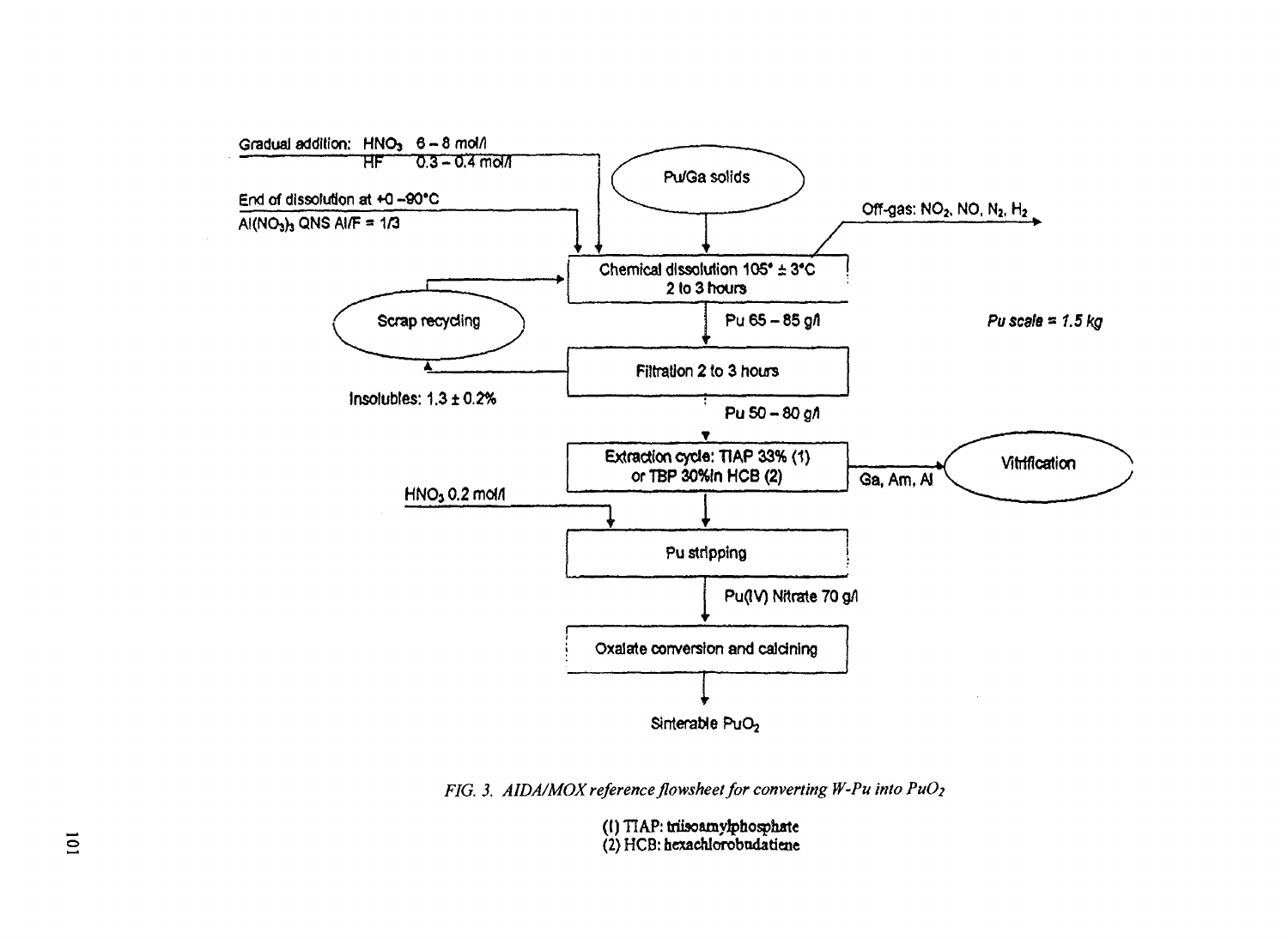Gradual addition: $HNO_3$ 6 – 8 mol/l
HF 0.3 – 0.4 mol/l

End of dissolution at +0 –90°C
$Al(NO_3)_3$ QNS Al/F = 1/3

Pu/Ga solids

Off-gas: $NO_2$, NO, $N_2$, $H_2$

Chemical dissolution 105° ± 3°C
2 to 3 hours

Scrap recycling

Pu 65 – 85 g/l

*Pu scale = 1.5 kg*

Filtration 2 to 3 hours

Insolubles: 1.3 ± 0.2%

Pu 50 – 80 g/l

Extraction cycle: TIAP 33% (1)
or TBP 30%in HCB (2)

Ga, Am, Al

Vitrification

$HNO_3$ 0.2 mol/l

Pu stripping

Pu(IV) Nitrate 70 g/l

Oxalate conversion and calcining

Sinterable $PuO_2$

*FIG. 3. AIDA/MOX reference flowsheet for converting W-Pu into $PuO_2$*

(1) TIAP: triisoamylphosphate
(2) HCB: hexachlorobudatiene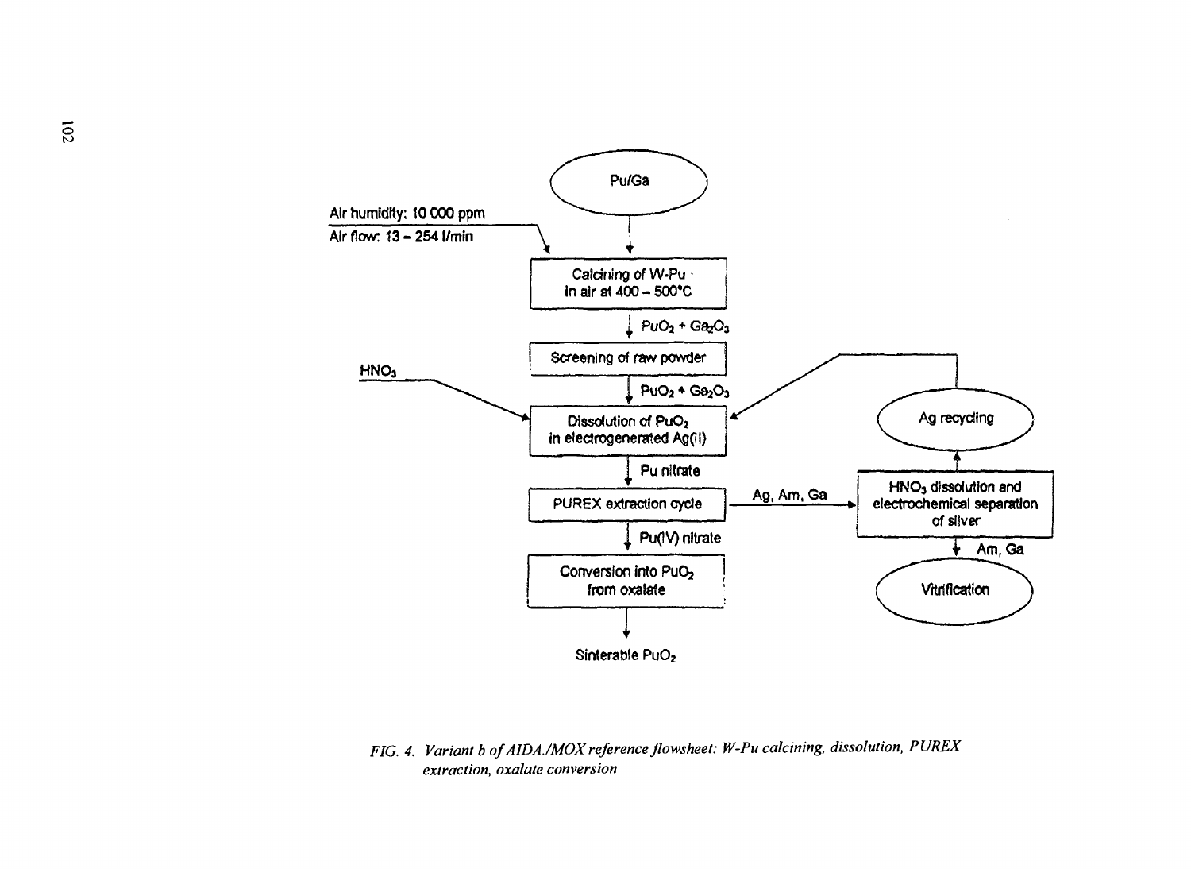Pu/Ga

Air humidity: 10 000 ppm
Air flow: 13 – 254 l/min

Calcining of W-Pu in air at 400 – 500°C

$PuO_2 + Ga_2O_3$

Screening of raw powder

$PuO_2 + Ga_2O_3$

$HNO_3$

Dissolution of $PuO_2$ in electrogenerated Ag(II)

Pu nitrate

PUREX extraction cycle

Ag, Am, Ga

$HNO_3$ dissolution and electrochemical separation of silver

Ag recycling

Am, Ga

Vitrification

Pu(IV) nitrate

Conversion into $PuO_2$ from oxalate

Sinterable $PuO_2$

*FIG. 4. Variant b of AIDA./MOX reference flowsheet: W-Pu calcining, dissolution, PUREX extraction, oxalate conversion*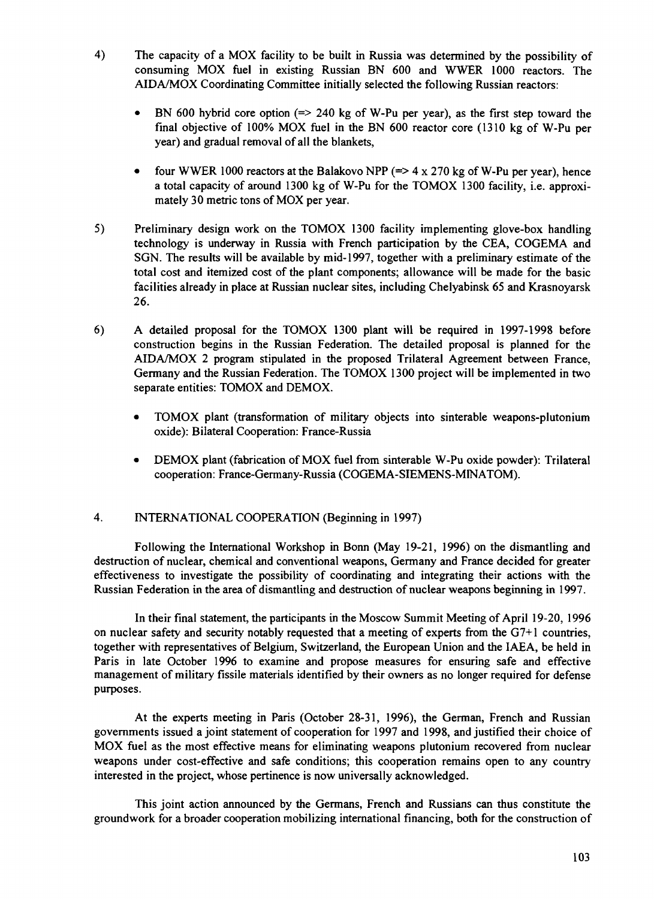4) The capacity of a MOX facility to be built in Russia was determined by the possibility of consuming MOX fuel in existing Russian BN 600 and WWER 1000 reactors. The AIDA/MOX Coordinating Committee initially selected the following Russian reactors:

   - BN 600 hybrid core option (=> 240 kg of W-Pu per year), as the first step toward the final objective of 100% MOX fuel in the BN 600 reactor core (1310 kg of W-Pu per year) and gradual removal of all the blankets,

   - four WWER 1000 reactors at the Balakovo NPP (=> 4 x 270 kg of W-Pu per year), hence a total capacity of around 1300 kg of W-Pu for the TOMOX 1300 facility, i.e. approximately 30 metric tons of MOX per year.

5) Preliminary design work on the TOMOX 1300 facility implementing glove-box handling technology is underway in Russia with French participation by the CEA, COGEMA and SGN. The results will be available by mid-1997, together with a preliminary estimate of the total cost and itemized cost of the plant components; allowance will be made for the basic facilities already in place at Russian nuclear sites, including Chelyabinsk 65 and Krasnoyarsk 26.

6) A detailed proposal for the TOMOX 1300 plant will be required in 1997-1998 before construction begins in the Russian Federation. The detailed proposal is planned for the AIDA/MOX 2 program stipulated in the proposed Trilateral Agreement between France, Germany and the Russian Federation. The TOMOX 1300 project will be implemented in two separate entities: TOMOX and DEMOX.

   - TOMOX plant (transformation of military objects into sinterable weapons-plutonium oxide): Bilateral Cooperation: France-Russia

   - DEMOX plant (fabrication of MOX fuel from sinterable W-Pu oxide powder): Trilateral cooperation: France-Germany-Russia (COGEMA-SIEMENS-MINATOM).

## 4. INTERNATIONAL COOPERATION (Beginning in 1997)

Following the International Workshop in Bonn (May 19-21, 1996) on the dismantling and destruction of nuclear, chemical and conventional weapons, Germany and France decided for greater effectiveness to investigate the possibility of coordinating and integrating their actions with the Russian Federation in the area of dismantling and destruction of nuclear weapons beginning in 1997.

In their final statement, the participants in the Moscow Summit Meeting of April 19-20, 1996 on nuclear safety and security notably requested that a meeting of experts from the G7+1 countries, together with representatives of Belgium, Switzerland, the European Union and the IAEA, be held in Paris in late October 1996 to examine and propose measures for ensuring safe and effective management of military fissile materials identified by their owners as no longer required for defense purposes.

At the experts meeting in Paris (October 28-31, 1996), the German, French and Russian governments issued a joint statement of cooperation for 1997 and 1998, and justified their choice of MOX fuel as the most effective means for eliminating weapons plutonium recovered from nuclear weapons under cost-effective and safe conditions; this cooperation remains open to any country interested in the project, whose pertinence is now universally acknowledged.

This joint action announced by the Germans, French and Russians can thus constitute the groundwork for a broader cooperation mobilizing international financing, both for the construction of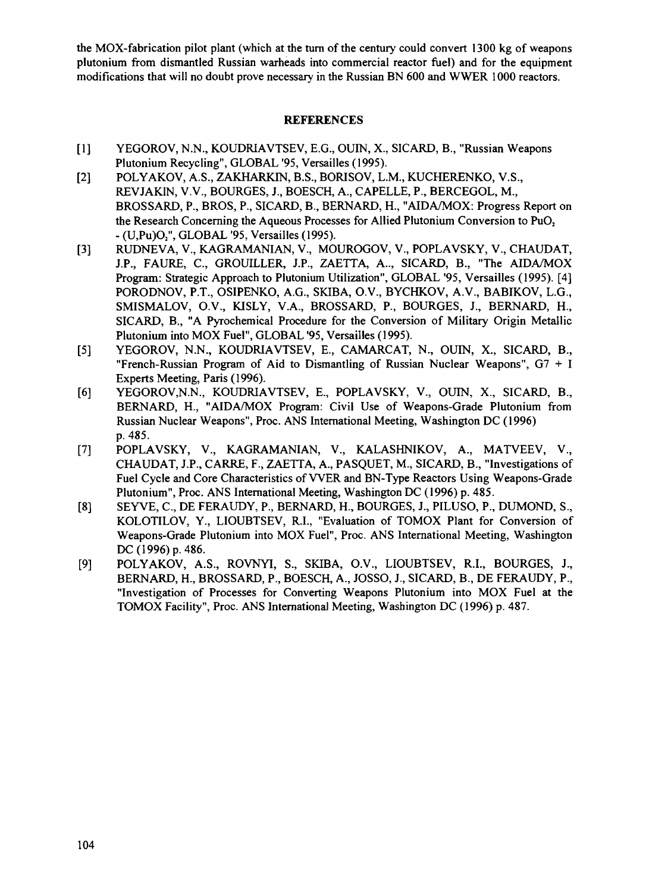the MOX-fabrication pilot plant (which at the turn of the century could convert 1300 kg of weapons plutonium from dismantled Russian warheads into commercial reactor fuel) and for the equipment modifications that will no doubt prove necessary in the Russian BN 600 and WWER 1000 reactors.

## REFERENCES

[1] YEGOROV, N.N., KOUDRIAVTSEV, E.G., OUIN, X., SICARD, B., "Russian Weapons Plutonium Recycling", GLOBAL '95, Versailles (1995).

[2] POLYAKOV, A.S., ZAKHARKIN, B.S., BORISOV, L.M., KUCHERENKO, V.S., REVJAKIN, V.V., BOURGES, J., BOESCH, A., CAPELLE, P., BERCEGOL, M., BROSSARD, P., BROS, P., SICARD, B., BERNARD, H., "AIDA/MOX: Progress Report on the Research Concerning the Aqueous Processes for Allied Plutonium Conversion to $PuO_2$ - $(U,Pu)O_2$", GLOBAL '95, Versailles (1995).

[3] RUDNEVA, V., KAGRAMANIAN, V., MOUROGOV, V., POPLAVSKY, V., CHAUDAT, J.P., FAURE, C., GROUILLER, J.P., ZAETTA, A.., SICARD, B., "The AIDA/MOX Program: Strategic Approach to Plutonium Utilization", GLOBAL '95, Versailles (1995). [4] PORODNOV, P.T., OSIPENKO, A.G., SKIBA, O.V., BYCHKOV, A.V., BABIKOV, L.G., SMISMALOV, O.V., KISLY, V.A., BROSSARD, P., BOURGES, J., BERNARD, H., SICARD, B., "A Pyrochemical Procedure for the Conversion of Military Origin Metallic Plutonium into MOX Fuel", GLOBAL '95, Versailles (1995).

[5] YEGOROV, N.N., KOUDRIAVTSEV, E., CAMARCAT, N., OUIN, X., SICARD, B., "French-Russian Program of Aid to Dismantling of Russian Nuclear Weapons", G7 + I Experts Meeting, Paris (1996).

[6] YEGOROV,N.N., KOUDRIAVTSEV, E., POPLAVSKY, V., OUIN, X., SICARD, B., BERNARD, H., "AIDA/MOX Program: Civil Use of Weapons-Grade Plutonium from Russian Nuclear Weapons", Proc. ANS International Meeting, Washington DC (1996) p. 485.

[7] POPLAVSKY, V., KAGRAMANIAN, V., KALASHNIKOV, A., MATVEEV, V., CHAUDAT, J.P., CARRE, F., ZAETTA, A., PASQUET, M., SICARD, B., "Investigations of Fuel Cycle and Core Characteristics of VVER and BN-Type Reactors Using Weapons-Grade Plutonium", Proc. ANS International Meeting, Washington DC (1996) p. 485.

[8] SEYVE, C., DE FERAUDY, P., BERNARD, H., BOURGES, J., PILUSO, P., DUMOND, S., KOLOTILOV, Y., LIOUBTSEV, R.I., "Evaluation of TOMOX Plant for Conversion of Weapons-Grade Plutonium into MOX Fuel", Proc. ANS International Meeting, Washington DC (1996) p. 486.

[9] POLYAKOV, A.S., ROVNYI, S., SKIBA, O.V., LIOUBTSEV, R.I., BOURGES, J., BERNARD, H., BROSSARD, P., BOESCH, A., JOSSO, J., SICARD, B., DE FERAUDY, P., "Investigation of Processes for Converting Weapons Plutonium into MOX Fuel at the TOMOX Facility", Proc. ANS International Meeting, Washington DC (1996) p. 487.